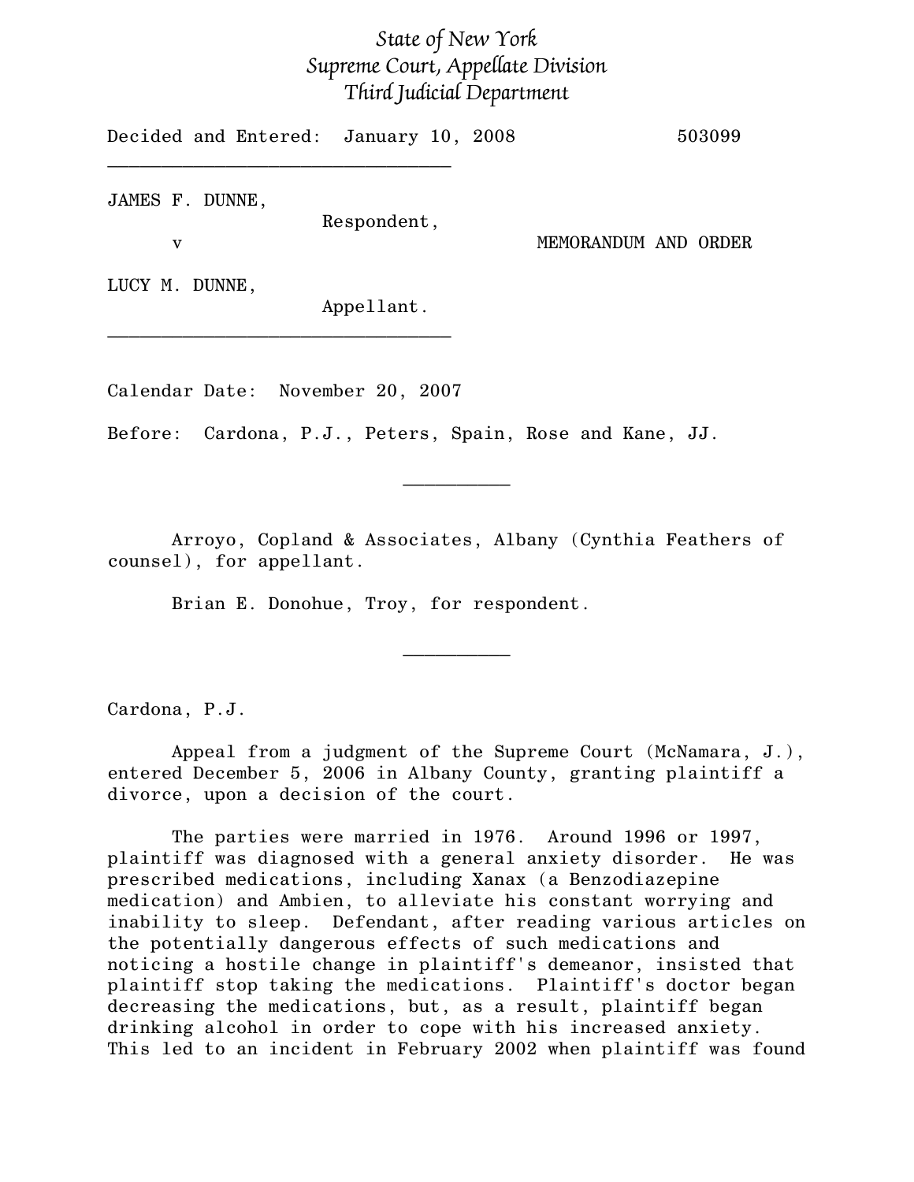*State of New York*
*Supreme Court, Appellate Division*
*Third Judicial Department*

Decided and Entered: January 10, 2008 503099

---

JAMES F. DUNNE,
Respondent,

v

MEMORANDUM AND ORDER

LUCY M. DUNNE,
Appellant.

---

Calendar Date: November 20, 2007

Before: Cardona, P.J., Peters, Spain, Rose and Kane, JJ.

---

Arroyo, Copland & Associates, Albany (Cynthia Feathers of counsel), for appellant.

Brian E. Donohue, Troy, for respondent.

---

Cardona, P.J.

Appeal from a judgment of the Supreme Court (McNamara, J.), entered December 5, 2006 in Albany County, granting plaintiff a divorce, upon a decision of the court.

The parties were married in 1976. Around 1996 or 1997, plaintiff was diagnosed with a general anxiety disorder. He was prescribed medications, including Xanax (a Benzodiazepine medication) and Ambien, to alleviate his constant worrying and inability to sleep. Defendant, after reading various articles on the potentially dangerous effects of such medications and noticing a hostile change in plaintiff's demeanor, insisted that plaintiff stop taking the medications. Plaintiff's doctor began decreasing the medications, but, as a result, plaintiff began drinking alcohol in order to cope with his increased anxiety. This led to an incident in February 2002 when plaintiff was found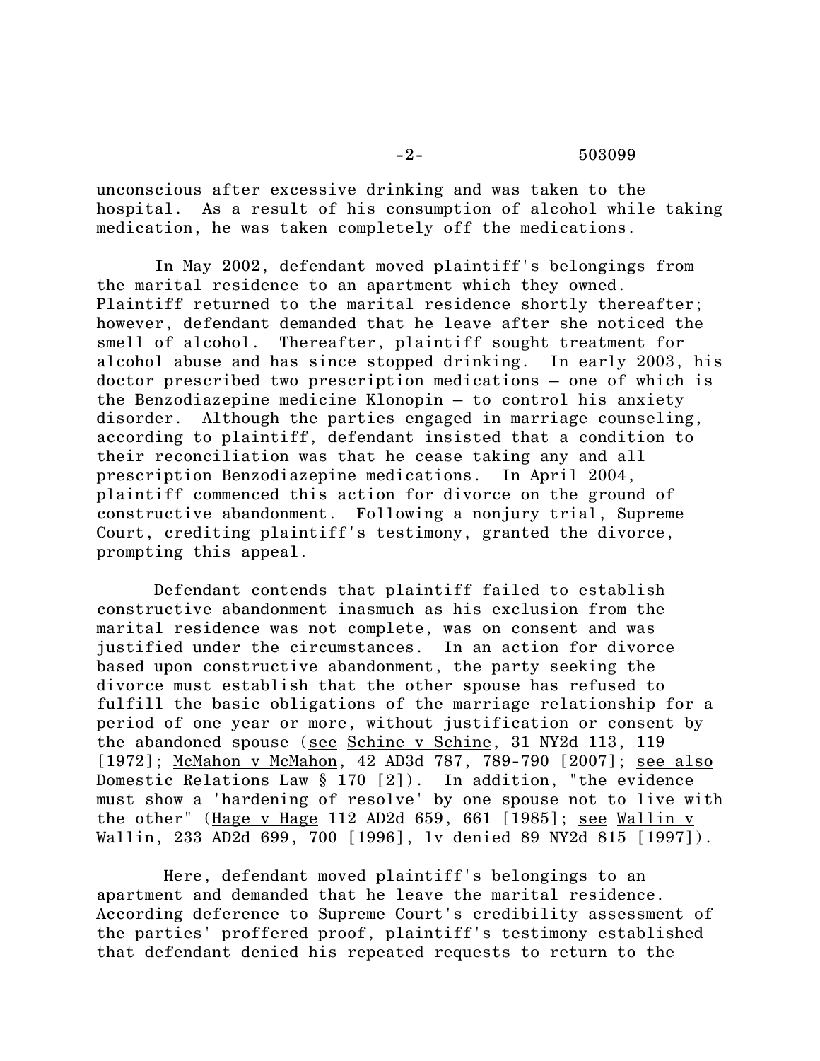unconscious after excessive drinking and was taken to the hospital. As a result of his consumption of alcohol while taking medication, he was taken completely off the medications.

In May 2002, defendant moved plaintiff's belongings from the marital residence to an apartment which they owned. Plaintiff returned to the marital residence shortly thereafter; however, defendant demanded that he leave after she noticed the smell of alcohol. Thereafter, plaintiff sought treatment for alcohol abuse and has since stopped drinking. In early 2003, his doctor prescribed two prescription medications – one of which is the Benzodiazepine medicine Klonopin – to control his anxiety disorder. Although the parties engaged in marriage counseling, according to plaintiff, defendant insisted that a condition to their reconciliation was that he cease taking any and all prescription Benzodiazepine medications. In April 2004, plaintiff commenced this action for divorce on the ground of constructive abandonment. Following a nonjury trial, Supreme Court, crediting plaintiff's testimony, granted the divorce, prompting this appeal.

Defendant contends that plaintiff failed to establish constructive abandonment inasmuch as his exclusion from the marital residence was not complete, was on consent and was justified under the circumstances. In an action for divorce based upon constructive abandonment, the party seeking the divorce must establish that the other spouse has refused to fulfill the basic obligations of the marriage relationship for a period of one year or more, without justification or consent by the abandoned spouse (see Schine v Schine, 31 NY2d 113, 119 [1972]; McMahon v McMahon, 42 AD3d 787, 789-790 [2007]; see also Domestic Relations Law § 170 [2]). In addition, "the evidence must show a 'hardening of resolve' by one spouse not to live with the other" (Hage v Hage 112 AD2d 659, 661 [1985]; see Wallin v Wallin, 233 AD2d 699, 700 [1996], lv denied 89 NY2d 815 [1997]).

Here, defendant moved plaintiff's belongings to an apartment and demanded that he leave the marital residence. According deference to Supreme Court's credibility assessment of the parties' proffered proof, plaintiff's testimony established that defendant denied his repeated requests to return to the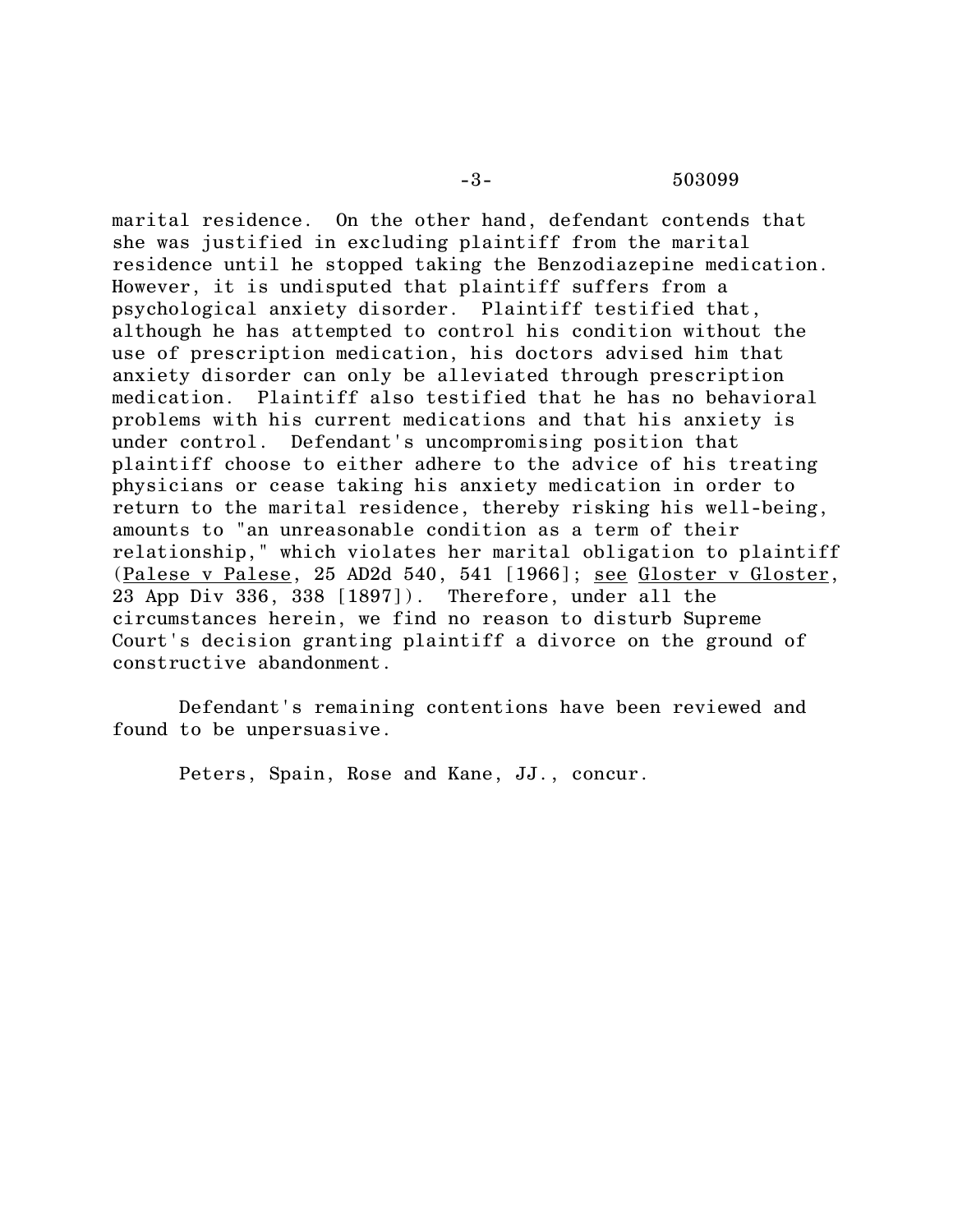marital residence. On the other hand, defendant contends that she was justified in excluding plaintiff from the marital residence until he stopped taking the Benzodiazepine medication. However, it is undisputed that plaintiff suffers from a psychological anxiety disorder. Plaintiff testified that, although he has attempted to control his condition without the use of prescription medication, his doctors advised him that anxiety disorder can only be alleviated through prescription medication. Plaintiff also testified that he has no behavioral problems with his current medications and that his anxiety is under control. Defendant's uncompromising position that plaintiff choose to either adhere to the advice of his treating physicians or cease taking his anxiety medication in order to return to the marital residence, thereby risking his well-being, amounts to "an unreasonable condition as a term of their relationship," which violates her marital obligation to plaintiff (Palese v Palese, 25 AD2d 540, 541 [1966]; see Gloster v Gloster, 23 App Div 336, 338 [1897]). Therefore, under all the circumstances herein, we find no reason to disturb Supreme Court's decision granting plaintiff a divorce on the ground of constructive abandonment.

Defendant's remaining contentions have been reviewed and found to be unpersuasive.

Peters, Spain, Rose and Kane, JJ., concur.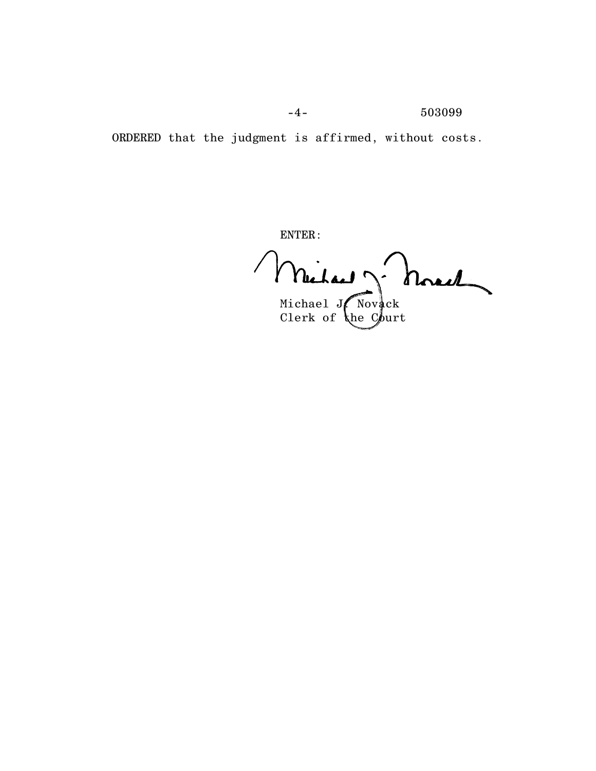ORDERED that the judgment is affirmed, without costs.

ENTER:

Michael J. Novack
Clerk of the Court